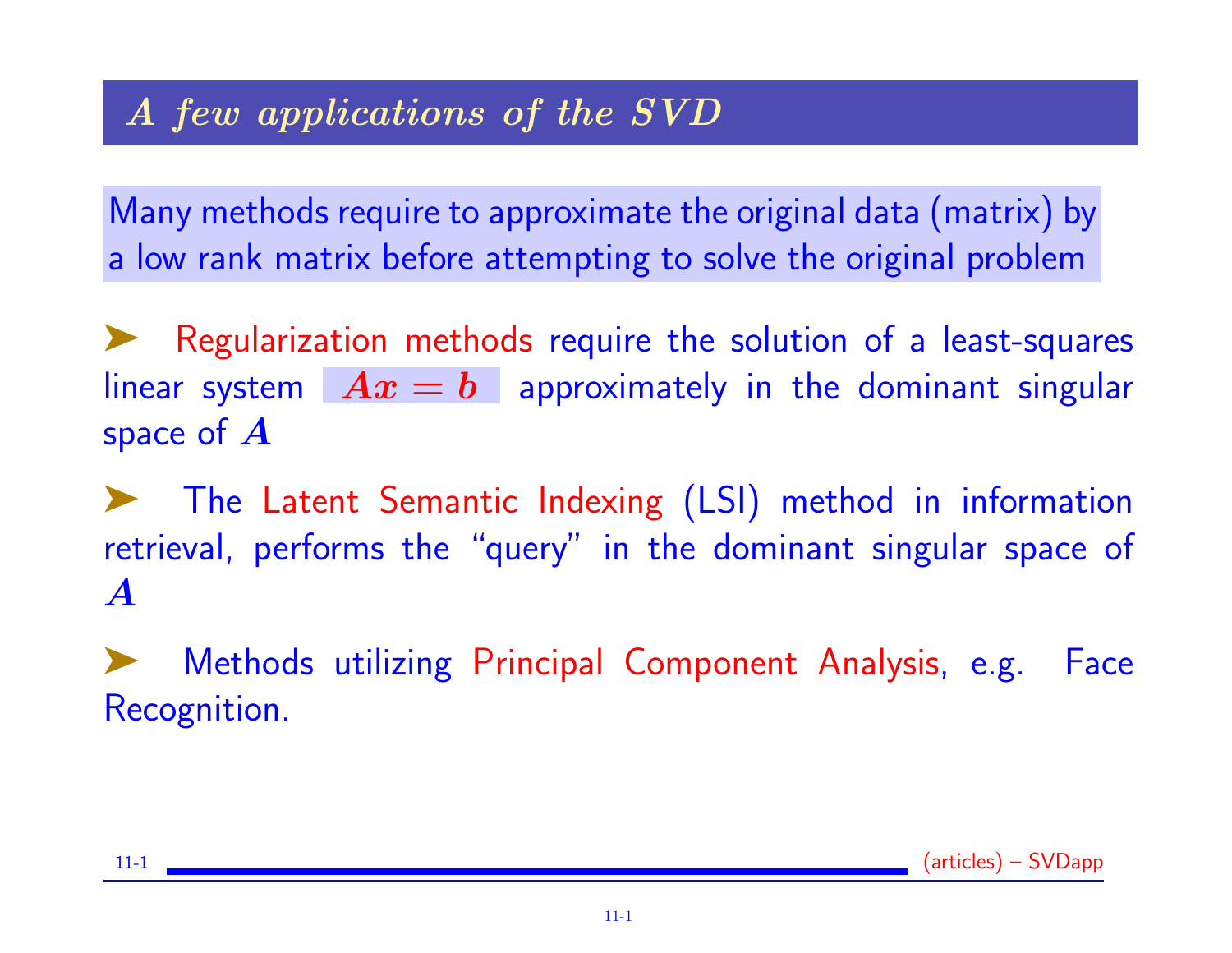## A few applications of the SVD

Many methods require to approximate the original data (matrix) by a low rank matrix before attempting to solve the original problem

- Regularization methods require the solution of a least-squares linear system $Ax = b$ approximately in the dominant singular space of $A$

- The Latent Semantic Indexing (LSI) method in information retrieval, performs the "query" in the dominant singular space of $A$

- Methods utilizing Principal Component Analysis, e.g. Face Recognition.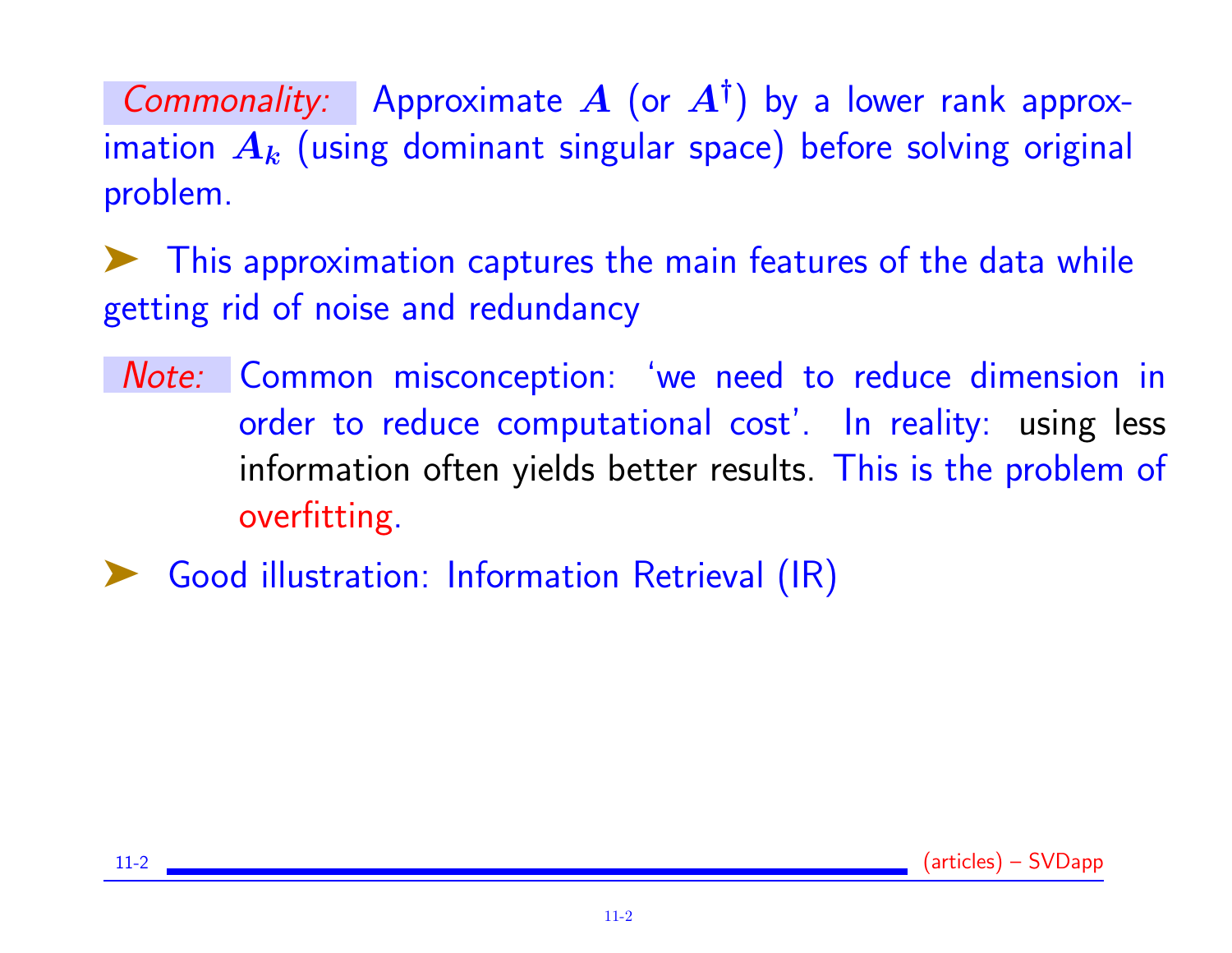*Commonality:* Approximate $A$ (or $A^\dagger$) by a lower rank approximation $A_k$ (using dominant singular space) before solving original problem.

➤ This approximation captures the main features of the data while getting rid of noise and redundancy

*Note:* Common misconception: 'we need to reduce dimension in order to reduce computational cost'. In reality: using less information often yields better results. This is the problem of overfitting.

➤ Good illustration: Information Retrieval (IR)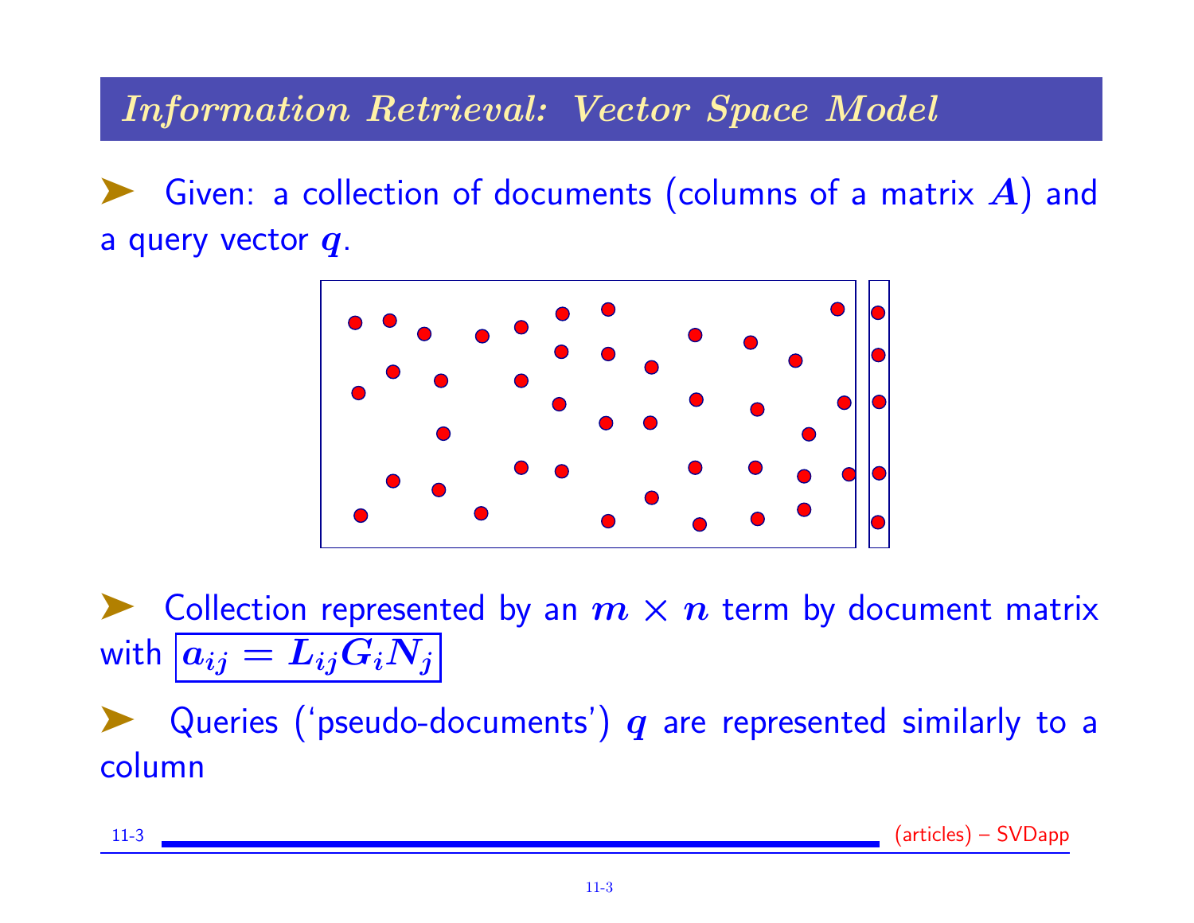# *Information Retrieval: Vector Space Model*

- Given: a collection of documents (columns of a matrix $A$) and a query vector $q$.

- Collection represented by an $m \times n$ term by document matrix with $\boxed{a_{ij} = L_{ij} G_i N_j}$

- Queries ('pseudo-documents') $q$ are represented similarly to a column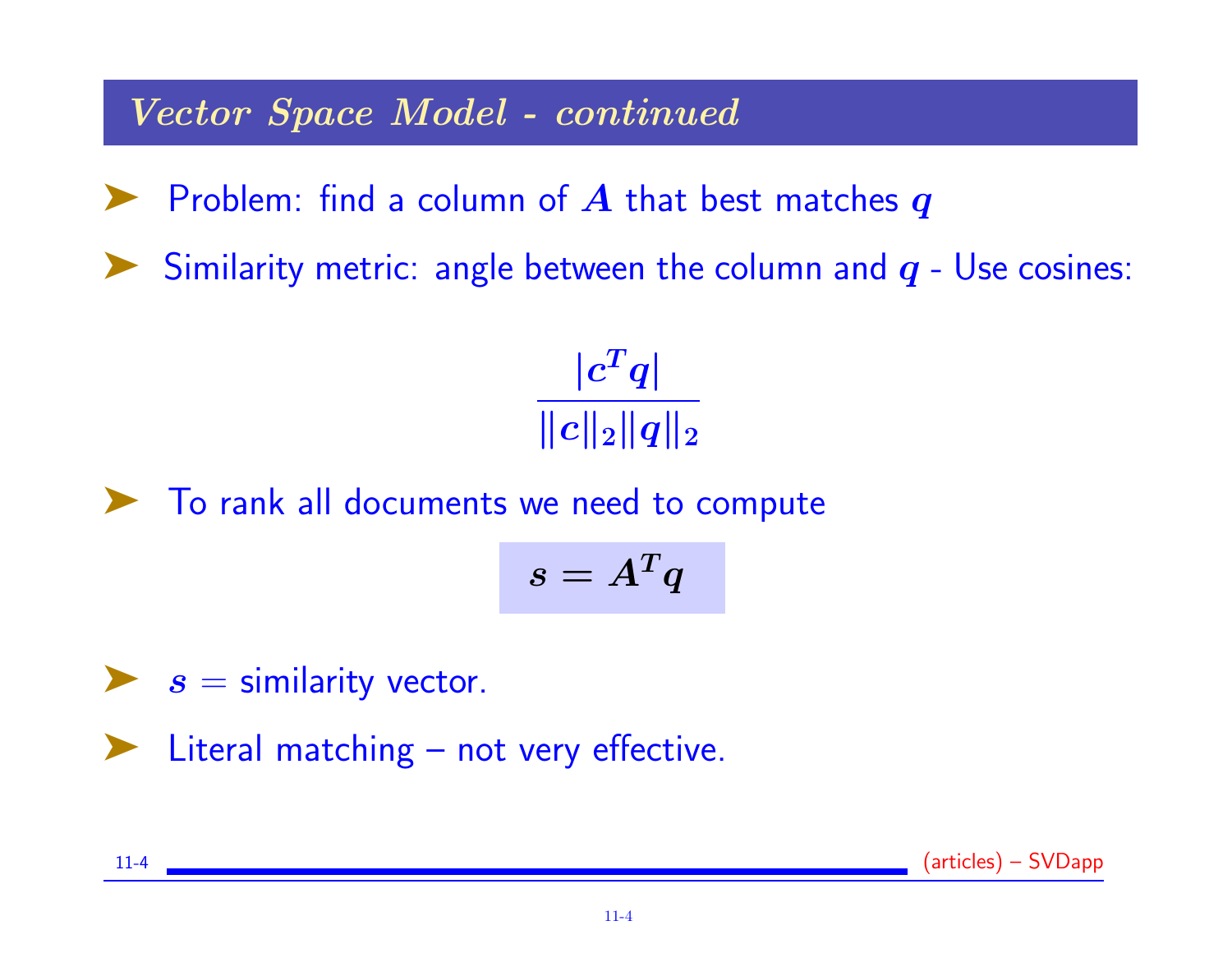## Vector Space Model - continued

- Problem: find a column of $A$ that best matches $q$
- Similarity metric: angle between the column and $q$ - Use cosines:

$$\frac{|c^T q|}{\|c\|_2 \|q\|_2}$$

- To rank all documents we need to compute

$$s = A^T q$$

- $s$ = similarity vector.
- Literal matching – not very effective.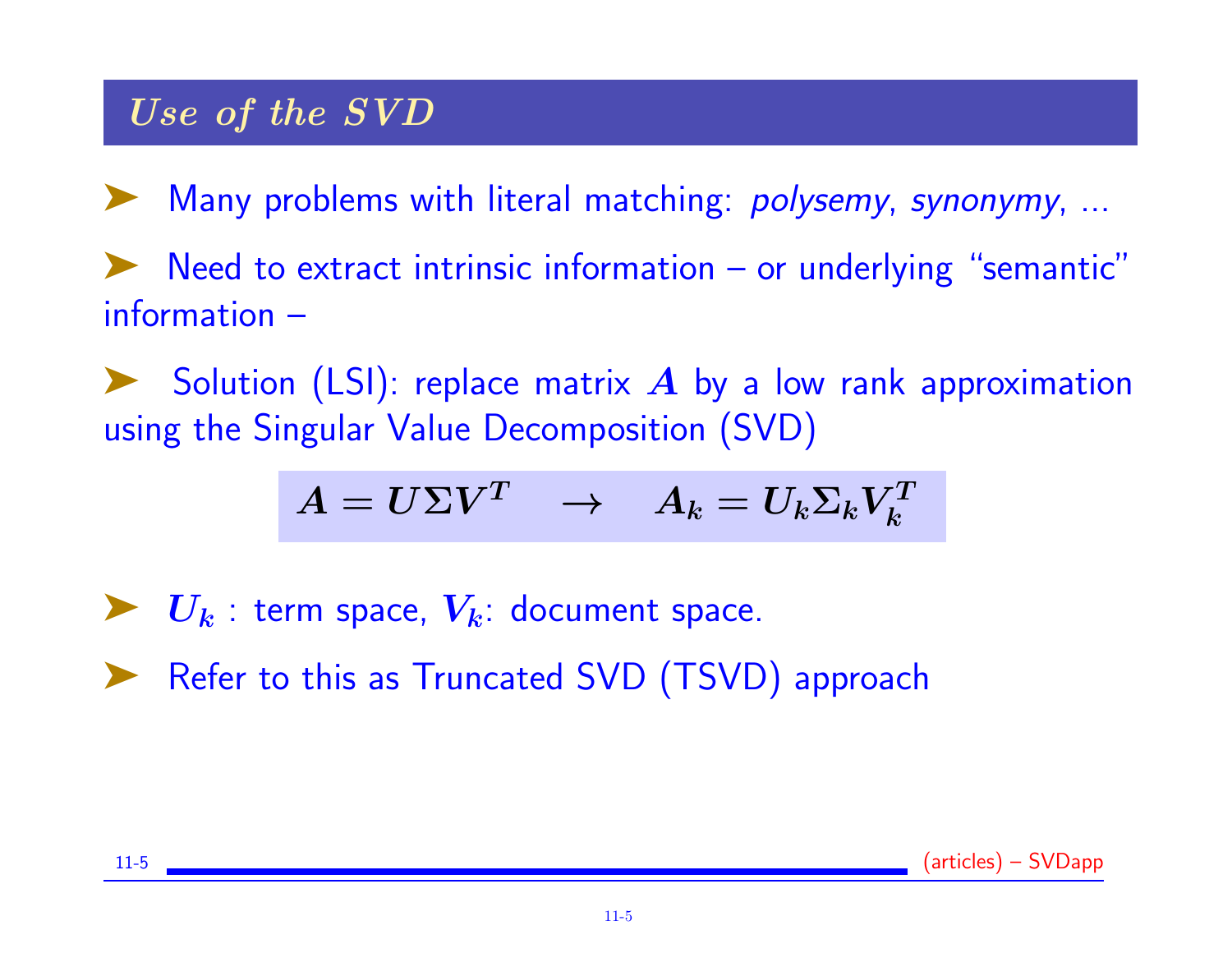## *Use of the SVD*

- Many problems with literal matching: *polysemy*, *synonymy*, ...
- Need to extract intrinsic information – or underlying "semantic" information –
- Solution (LSI): replace matrix $A$ by a low rank approximation using the Singular Value Decomposition (SVD)

$$A = U\Sigma V^T \quad \rightarrow \quad A_k = U_k \Sigma_k V_k^T$$

- $U_k$ : term space, $V_k$: document space.
- Refer to this as Truncated SVD (TSVD) approach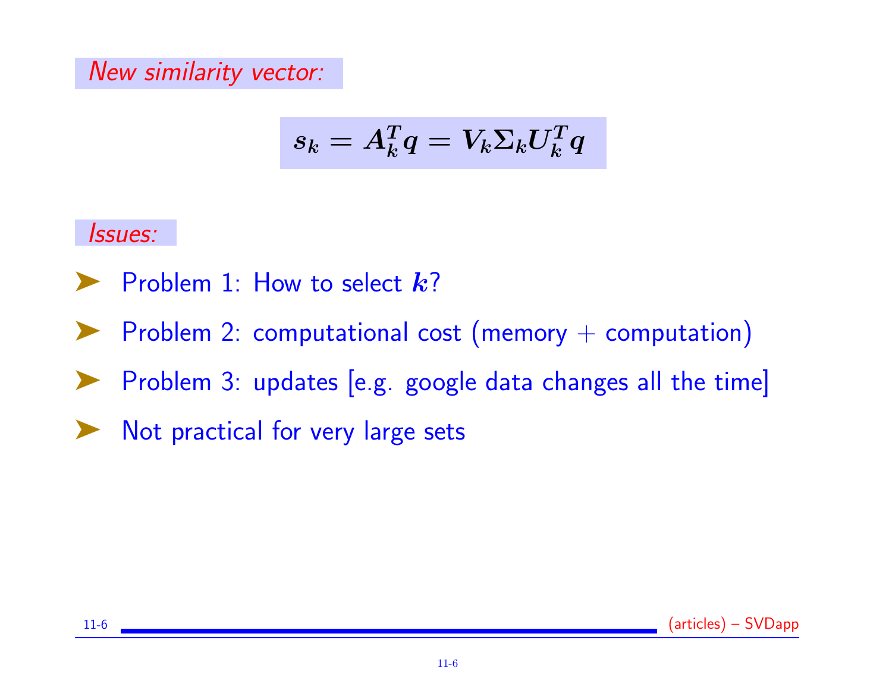*New similarity vector:*

$$s_k = A_k^T q = V_k \Sigma_k U_k^T q$$

*Issues:*

- Problem 1: How to select $k$?
- Problem 2: computational cost (memory + computation)
- Problem 3: updates [e.g. google data changes all the time]
- Not practical for very large sets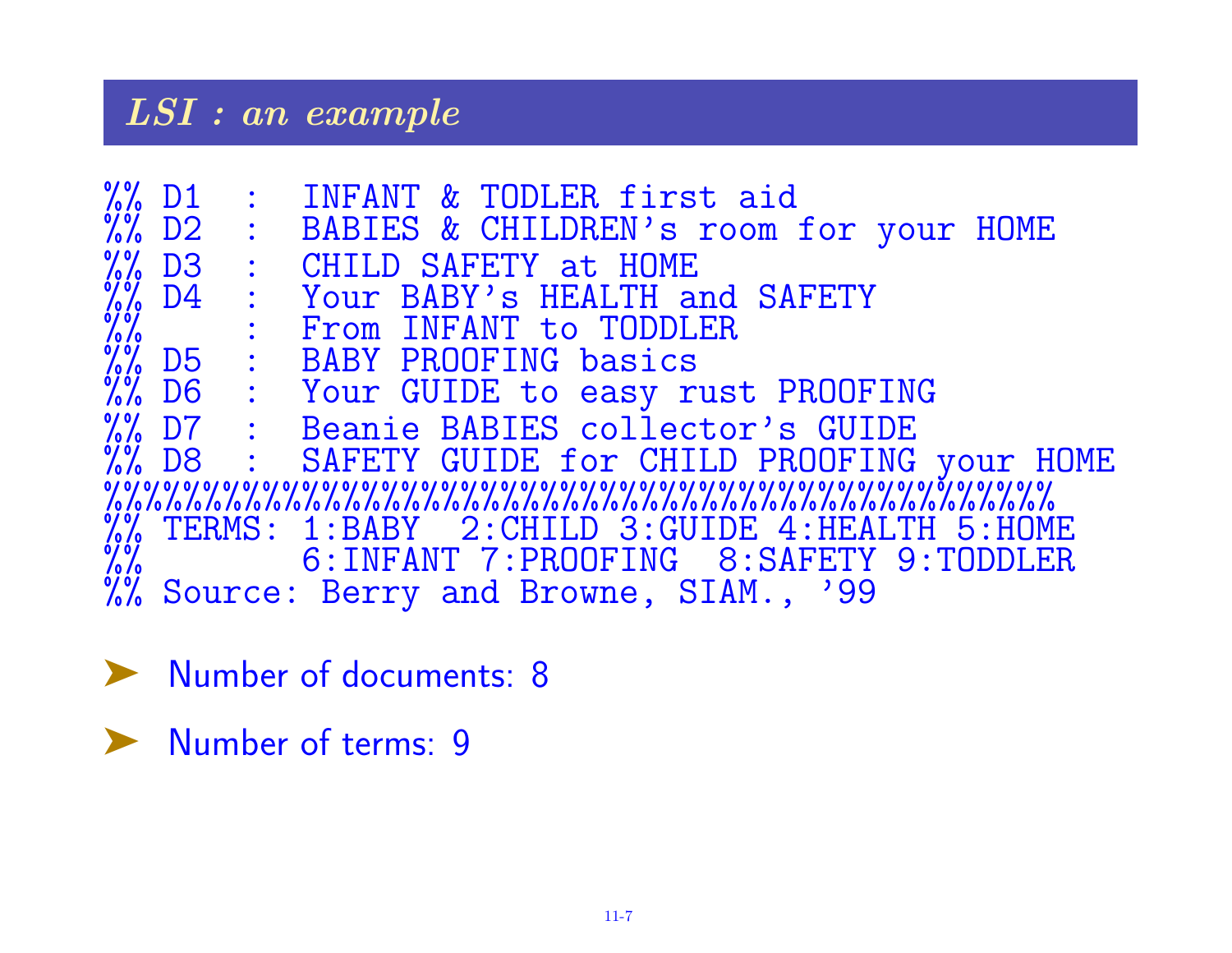## *LSI : an example*

```
%% D1  :  INFANT & TODLER first aid
%% D2  :  BABIES & CHILDREN's room for your HOME
%% D3  :  CHILD SAFETY at HOME
%% D4  :  Your BABY's HEALTH and SAFETY
%%     :  From INFANT to TODDLER
%% D5  :  BABY PROOFING basics
%% D6  :  Your GUIDE to easy rust PROOFING
%% D7  :  Beanie BABIES collector's GUIDE
%% D8  :  SAFETY GUIDE for CHILD PROOFING your HOME
%%%%%%%%%%%%%%%%%%%%%%%%%%%%%%%%%%%%%%%%%%%%%%%%%%%%%%%%%%%%%%%%%%%%%%%%%%%%%%%%%%%%%%%%%%%
%% TERMS: 1:BABY  2:CHILD 3:GUIDE 4:HEALTH 5:HOME
%%        6:INFANT 7:PROOFING  8:SAFETY 9:TODDLER
%% Source: Berry and Browne, SIAM., '99
```

- Number of documents: 8
- Number of terms: 9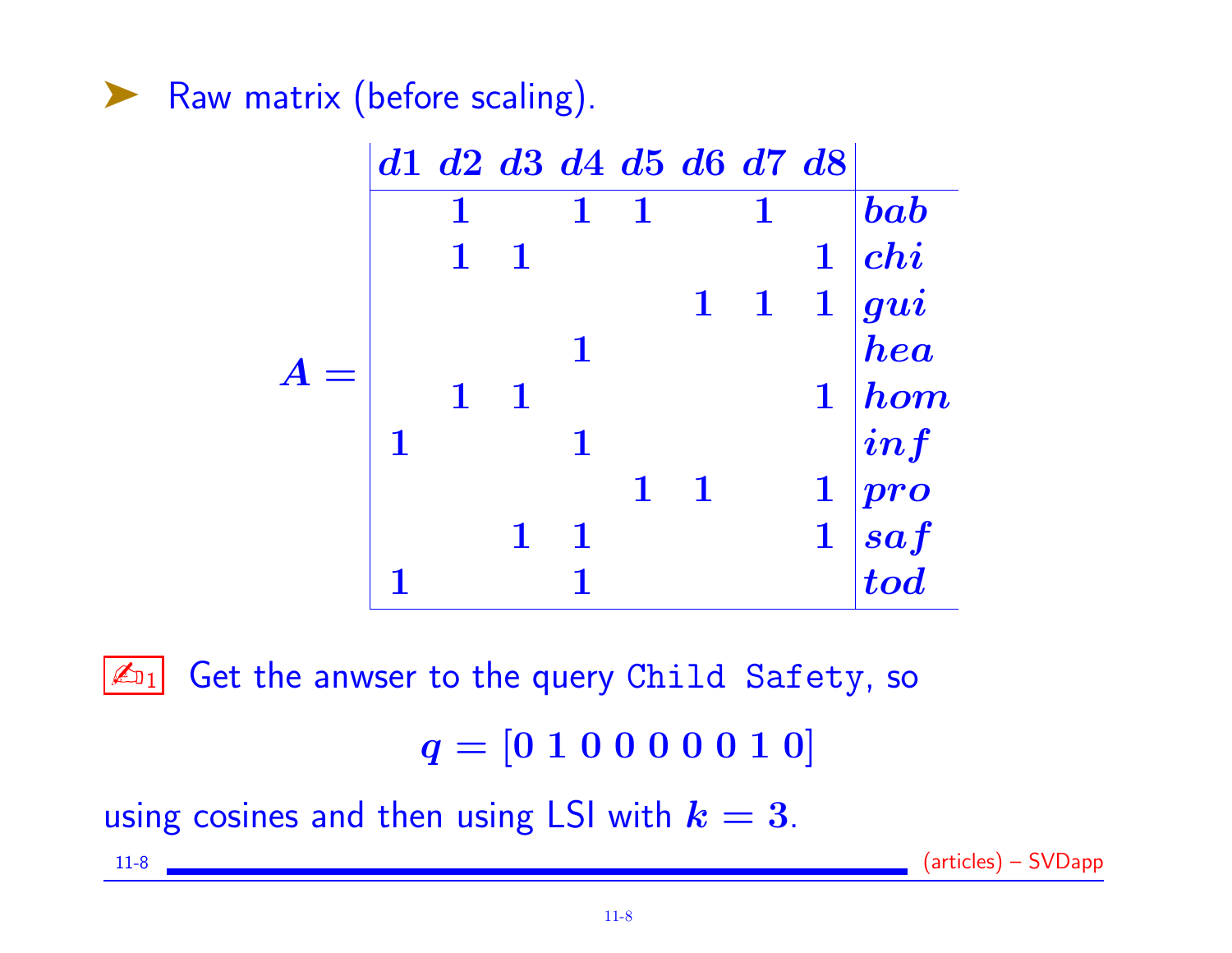- Raw matrix (before scaling).

$A =$

| d1 | d2 | d3 | d4 | d5 | d6 | d7 | d8 | |
|---|---|---|---|---|---|---|---|---|
| | 1 | | 1 | 1 | | 1 | | *bab* |
| | 1 | 1 | | | | | 1 | *chi* |
| | | | | | 1 | 1 | 1 | *gui* |
| | | | 1 | | | | | *hea* |
| | 1 | 1 | | | | | 1 | *hom* |
| 1 | | | 1 | | | | | *inf* |
| | | | | 1 | 1 | | 1 | *pro* |
| | | 1 | 1 | | | | 1 | *saf* |
| 1 | | | 1 | | | | | *tod* |

✍1 Get the anwser to the query `Child Safety`, so

$$q = [0\ 1\ 0\ 0\ 0\ 0\ 0\ 1\ 0]$$

using cosines and then using LSI with $k = 3$.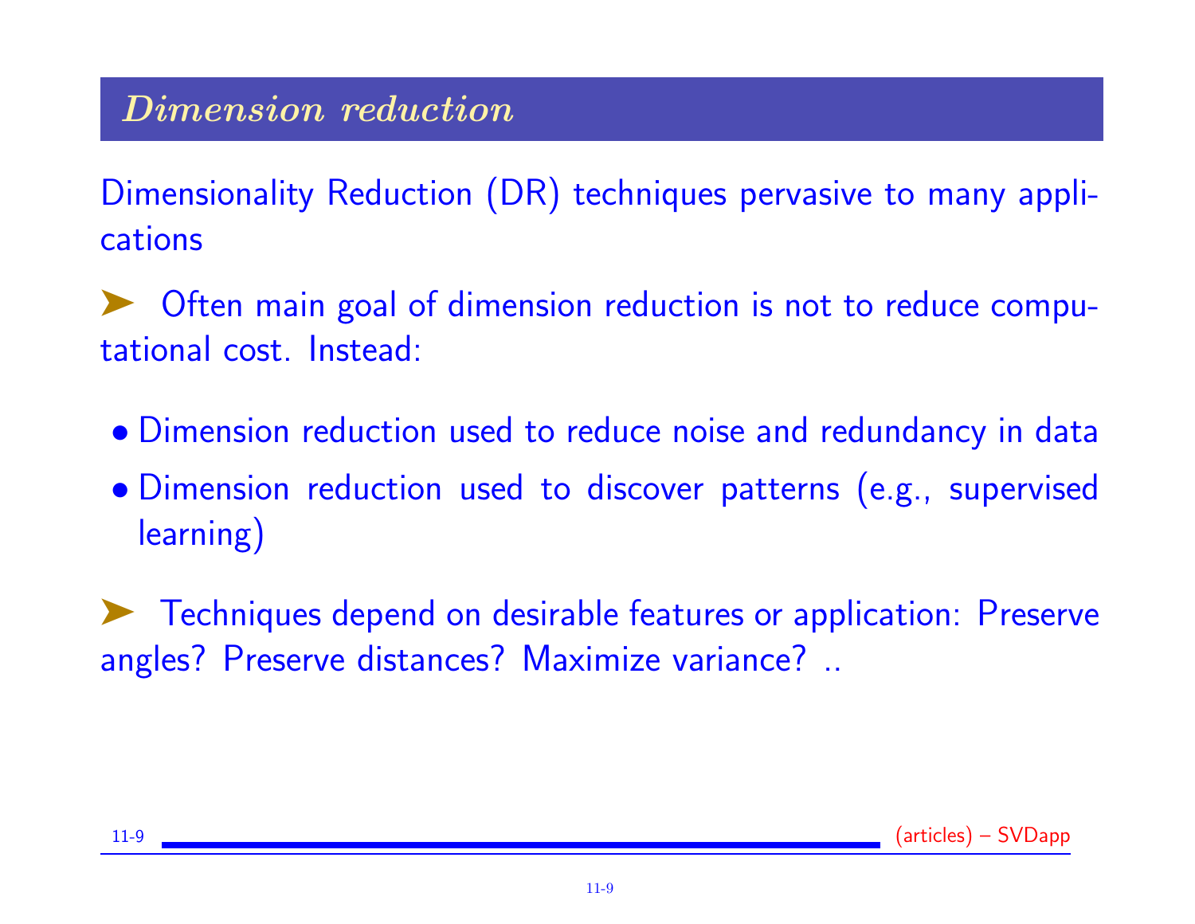## *Dimension reduction*

Dimensionality Reduction (DR) techniques pervasive to many applications

➤ Often main goal of dimension reduction is not to reduce computational cost. Instead:

- Dimension reduction used to reduce noise and redundancy in data
- Dimension reduction used to discover patterns (e.g., supervised learning)

➤ Techniques depend on desirable features or application: Preserve angles? Preserve distances? Maximize variance? ..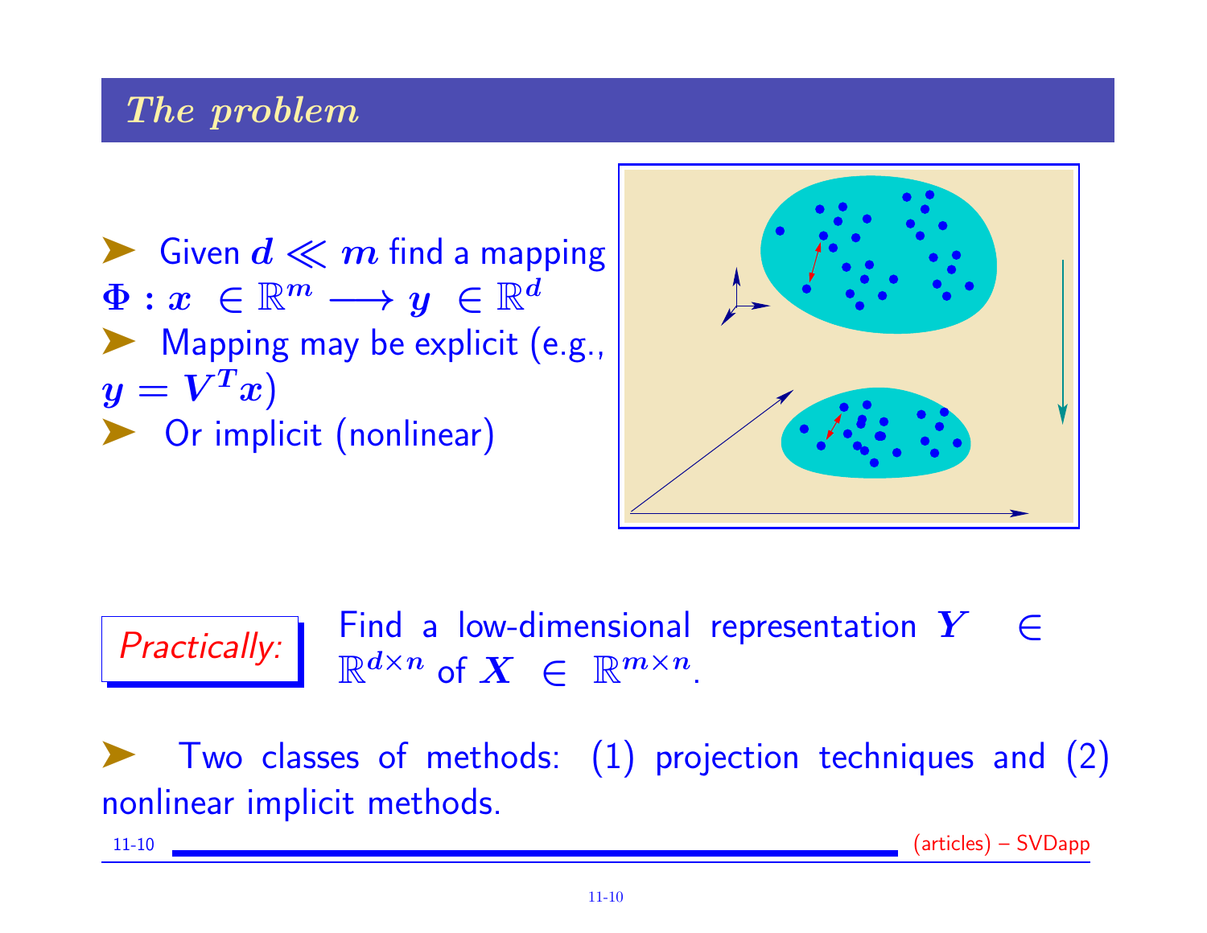## The problem

- Given $d \ll m$ find a mapping $\Phi : x \in \mathbb{R}^m \longrightarrow y \in \mathbb{R}^d$
- Mapping may be explicit (e.g., $y = V^T x$)
- Or implicit (nonlinear)

*Practically:* Find a low-dimensional representation $Y \in \mathbb{R}^{d \times n}$ of $X \in \mathbb{R}^{m \times n}$.

- Two classes of methods: (1) projection techniques and (2) nonlinear implicit methods.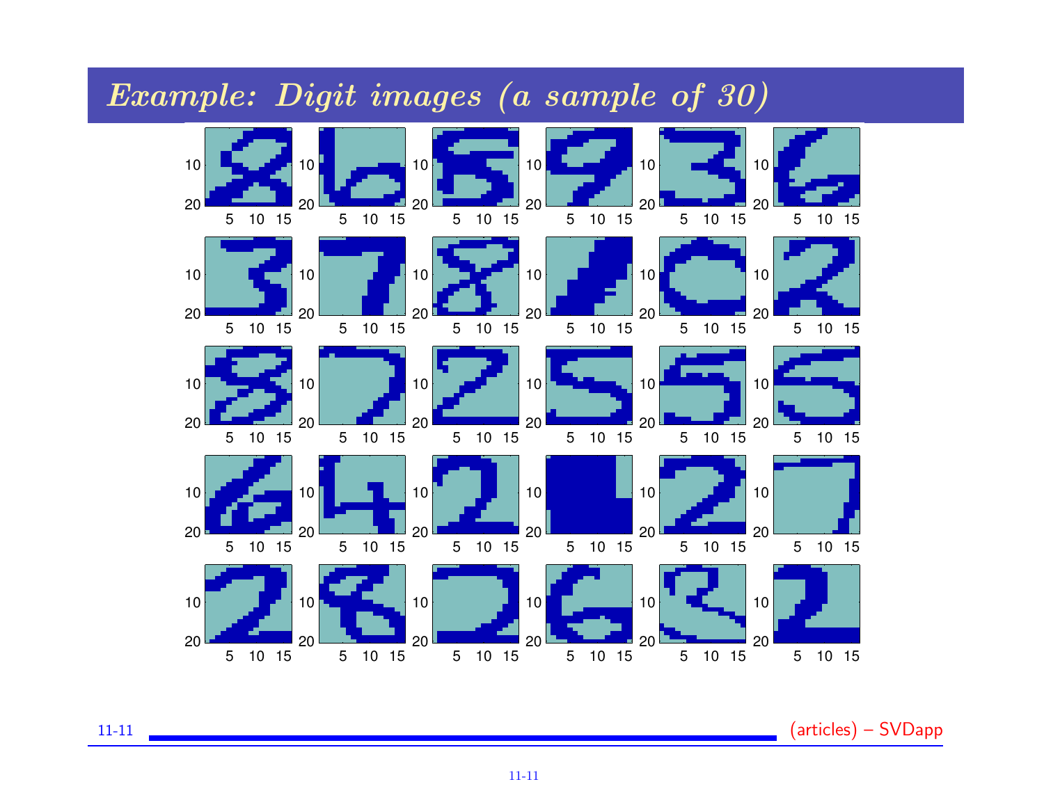# *Example: Digit images (a sample of 30)*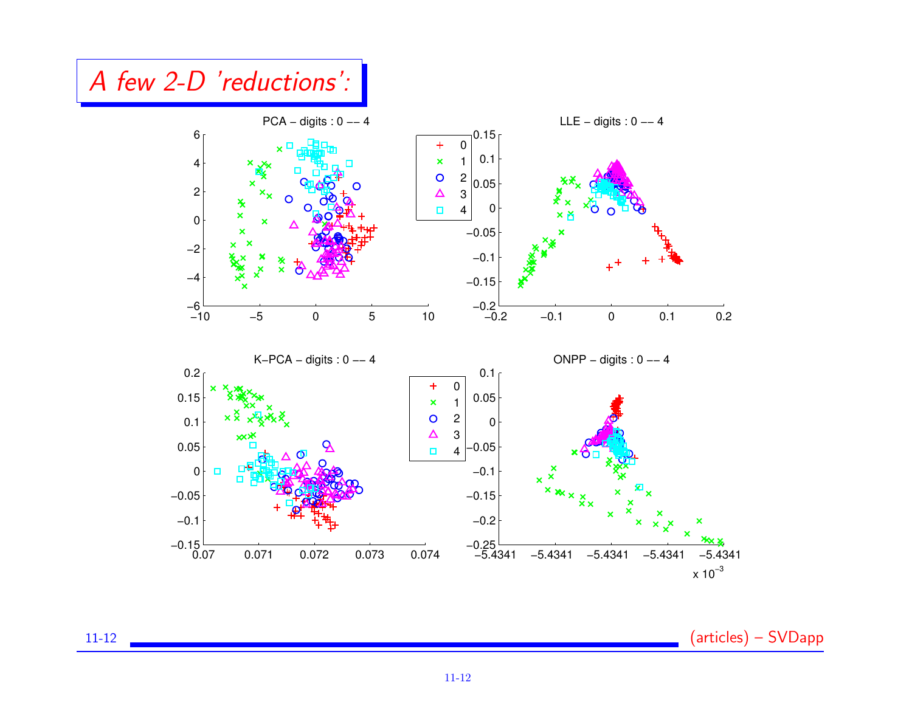# A few 2-D 'reductions':

PCA – digits : 0 –– 4

LLE – digits : 0 –– 4

K–PCA – digits : 0 –– 4

ONPP – digits : 0 –– 4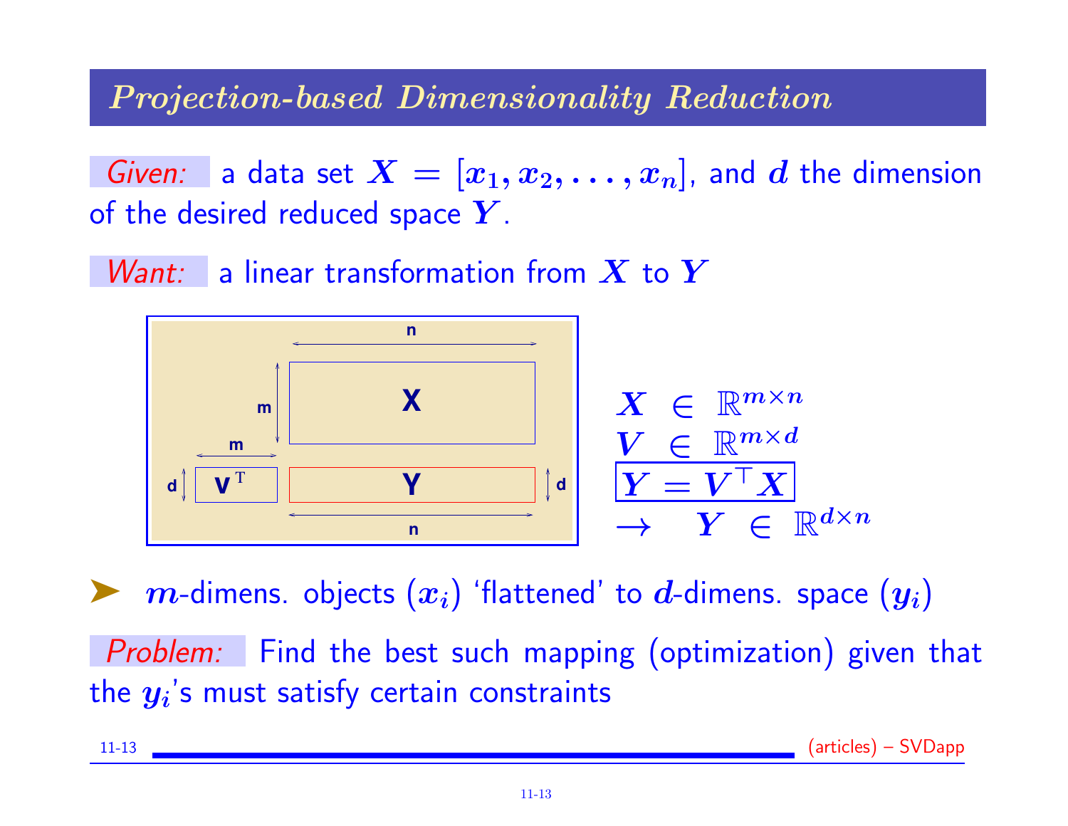## Projection-based Dimensionality Reduction

*Given:* a data set $X = [x_1, x_2, \ldots, x_n]$, and $d$ the dimension of the desired reduced space $Y$.

*Want:* a linear transformation from $X$ to $Y$

$X \in \mathbb{R}^{m \times n}$

$V \in \mathbb{R}^{m \times d}$

$$\boxed{Y = V^\top X}$$

$\rightarrow \quad Y \in \mathbb{R}^{d \times n}$

- $m$-dimens. objects ($x_i$) 'flattened' to $d$-dimens. space ($y_i$)

*Problem:* Find the best such mapping (optimization) given that the $y_i$'s must satisfy certain constraints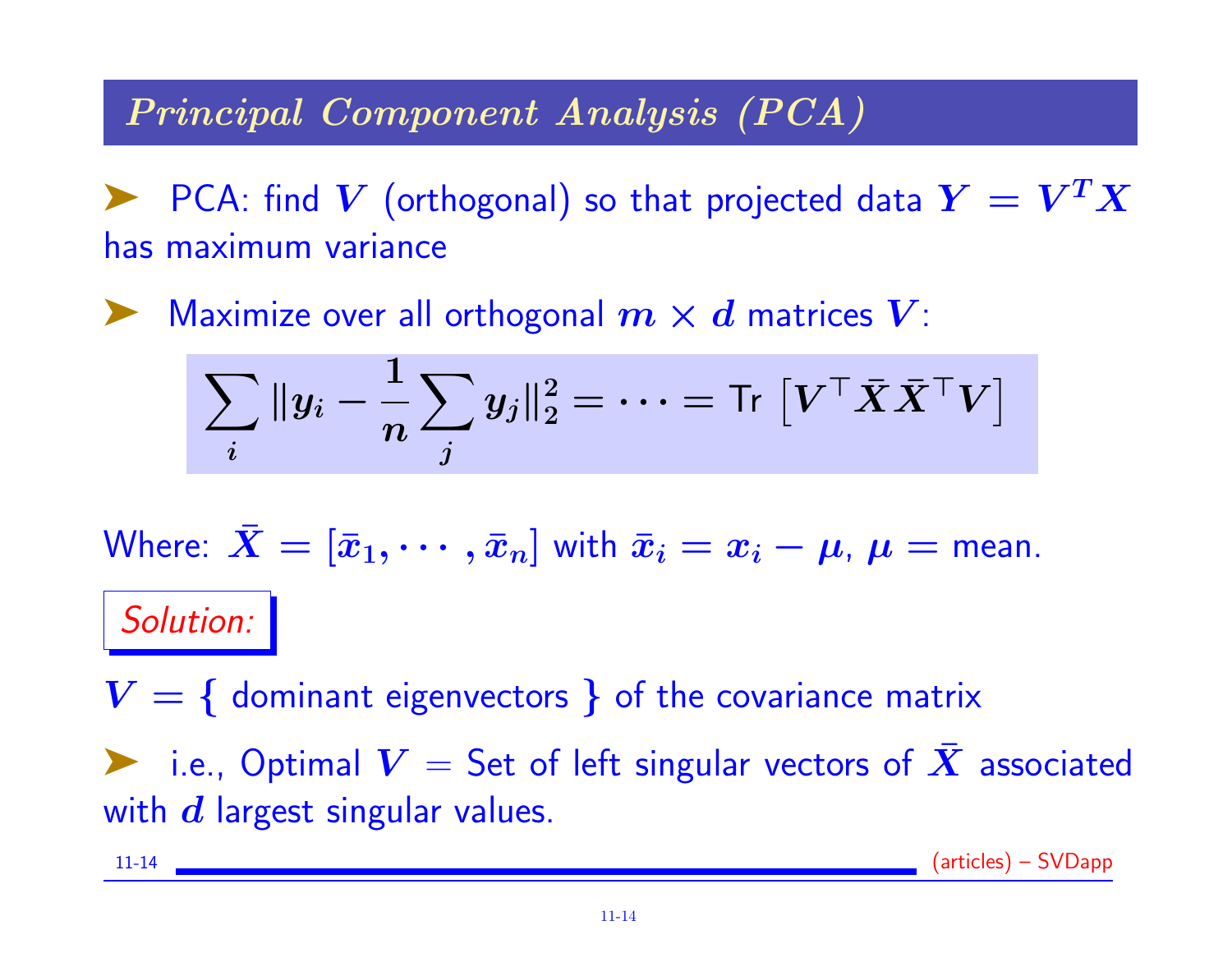## *Principal Component Analysis (PCA)*

- PCA: find $V$ (orthogonal) so that projected data $Y = V^T X$ has maximum variance

- Maximize over all orthogonal $m \times d$ matrices $V$:

$$\sum_i \|y_i - \frac{1}{n}\sum_j y_j\|_2^2 = \cdots = \text{Tr}\left[V^\top \bar{X} \bar{X}^\top V\right]$$

Where: $\bar{X} = [\bar{x}_1, \cdots, \bar{x}_n]$ with $\bar{x}_i = x_i - \mu$, $\mu =$ mean.

*Solution:*

$V = \{$ dominant eigenvectors $\}$ of the covariance matrix

- i.e., Optimal $V$ = Set of left singular vectors of $\bar{X}$ associated with $d$ largest singular values.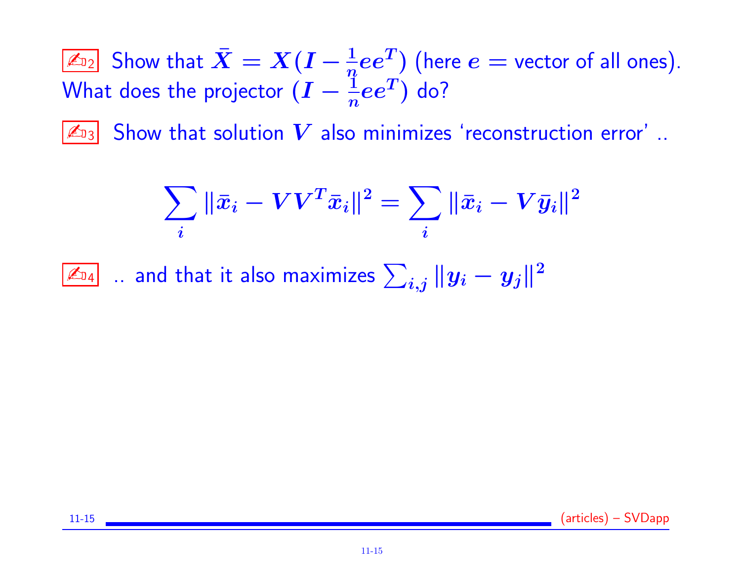✍D2 Show that $\bar{X} = X(I - \frac{1}{n}ee^T)$ (here $e$ = vector of all ones). What does the projector $(I - \frac{1}{n}ee^T)$ do?

✍D3 Show that solution $V$ also minimizes 'reconstruction error' ..

$$\sum_i \|\bar{x}_i - VV^T\bar{x}_i\|^2 = \sum_i \|\bar{x}_i - V\bar{y}_i\|^2$$

✍D4 .. and that it also maximizes $\sum_{i,j} \|y_i - y_j\|^2$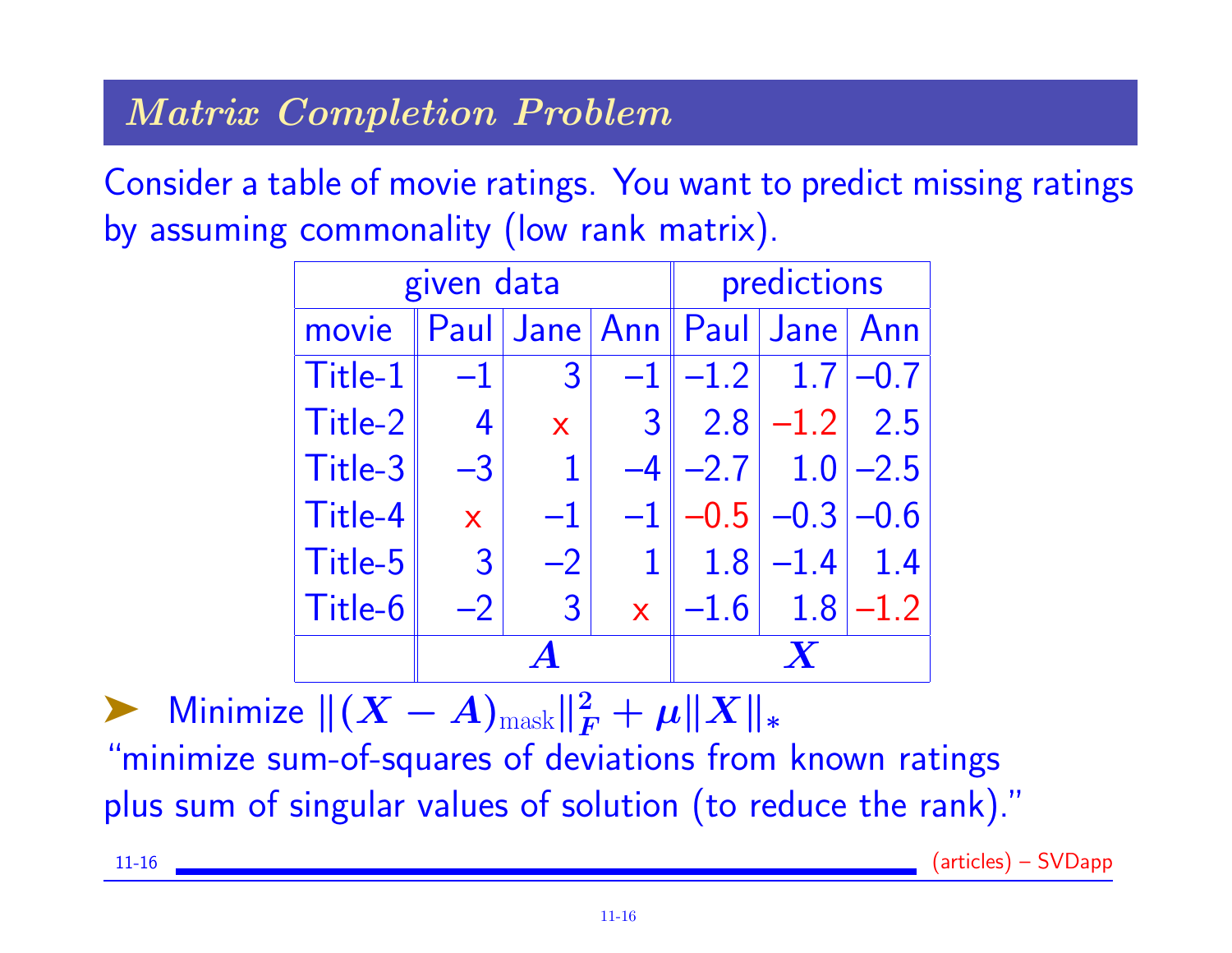# *Matrix Completion Problem*

Consider a table of movie ratings. You want to predict missing ratings by assuming commonality (low rank matrix).

| given data | | | | predictions | | |
|---|---|---|---|---|---|---|
| movie | Paul | Jane | Ann | Paul | Jane | Ann |
| Title-1 | –1 | 3 | –1 | –1.2 | 1.7 | –0.7 |
| Title-2 | 4 | x | 3 | 2.8 | –1.2 | 2.5 |
| Title-3 | –3 | 1 | –4 | –2.7 | 1.0 | –2.5 |
| Title-4 | x | –1 | –1 | –0.5 | –0.3 | –0.6 |
| Title-5 | 3 | –2 | 1 | 1.8 | –1.4 | 1.4 |
| Title-6 | –2 | 3 | x | –1.6 | 1.8 | –1.2 |
| | $A$ | | | $X$ | | |

➤ Minimize $\|(X - A)_{\text{mask}}\|_F^2 + \mu\|X\|_*$

"minimize sum-of-squares of deviations from known ratings plus sum of singular values of solution (to reduce the rank)."